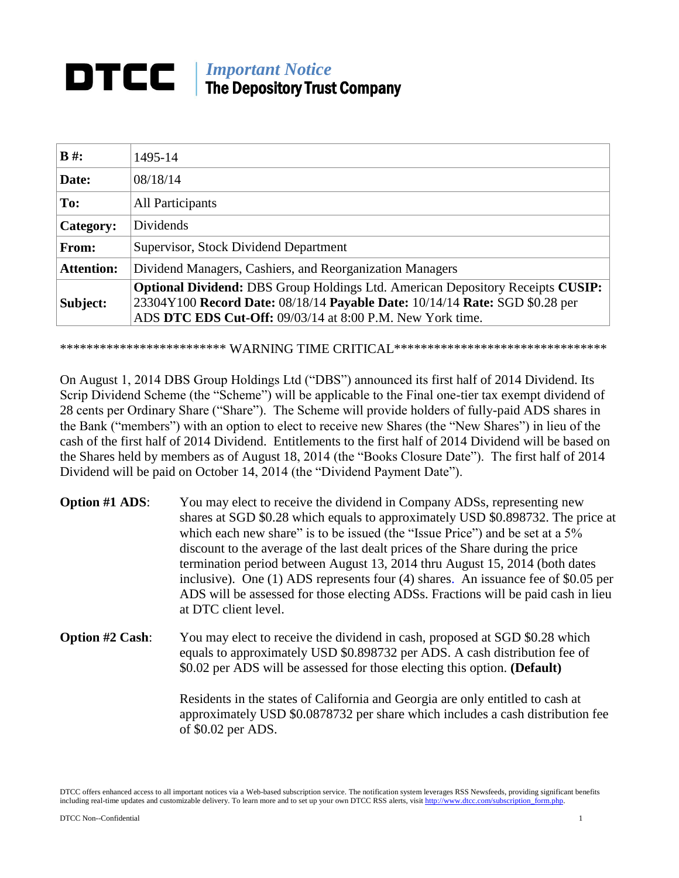# DTCC | *Important Notice* The Depository Trust Company

| | |
|---|---|
| **B #:** | 1495-14 |
| **Date:** | 08/18/14 |
| **To:** | All Participants |
| **Category:** | Dividends |
| **From:** | Supervisor, Stock Dividend Department |
| **Attention:** | Dividend Managers, Cashiers, and Reorganization Managers |
| **Subject:** | **Optional Dividend:** DBS Group Holdings Ltd. American Depository Receipts **CUSIP:** 23304Y100 **Record Date:** 08/18/14 **Payable Date:** 10/14/14 **Rate:** SGD $0.28 per ADS **DTC EDS Cut-Off:** 09/03/14 at 8:00 P.M. New York time. |

************************ WARNING TIME CRITICAL********************************

On August 1, 2014 DBS Group Holdings Ltd ("DBS") announced its first half of 2014 Dividend. Its Scrip Dividend Scheme (the "Scheme") will be applicable to the Final one-tier tax exempt dividend of 28 cents per Ordinary Share ("Share"). The Scheme will provide holders of fully-paid ADS shares in the Bank ("members") with an option to elect to receive new Shares (the "New Shares") in lieu of the cash of the first half of 2014 Dividend. Entitlements to the first half of 2014 Dividend will be based on the Shares held by members as of August 18, 2014 (the "Books Closure Date"). The first half of 2014 Dividend will be paid on October 14, 2014 (the "Dividend Payment Date").

**Option #1 ADS**: You may elect to receive the dividend in Company ADSs, representing new shares at SGD $0.28 which equals to approximately USD $0.898732. The price at which each new share" is to be issued (the "Issue Price") and be set at a 5% discount to the average of the last dealt prices of the Share during the price termination period between August 13, 2014 thru August 15, 2014 (both dates inclusive). One (1) ADS represents four (4) shares. An issuance fee of $0.05 per ADS will be assessed for those electing ADSs. Fractions will be paid cash in lieu at DTC client level.

**Option #2 Cash**: You may elect to receive the dividend in cash, proposed at SGD $0.28 which equals to approximately USD $0.898732 per ADS. A cash distribution fee of $0.02 per ADS will be assessed for those electing this option. **(Default)**

Residents in the states of California and Georgia are only entitled to cash at approximately USD $0.0878732 per share which includes a cash distribution fee of $0.02 per ADS.

DTCC offers enhanced access to all important notices via a Web-based subscription service. The notification system leverages RSS Newsfeeds, providing significant benefits including real-time updates and customizable delivery. To learn more and to set up your own DTCC RSS alerts, visit http://www.dtcc.com/subscription_form.php.

DTCC Non--Confidential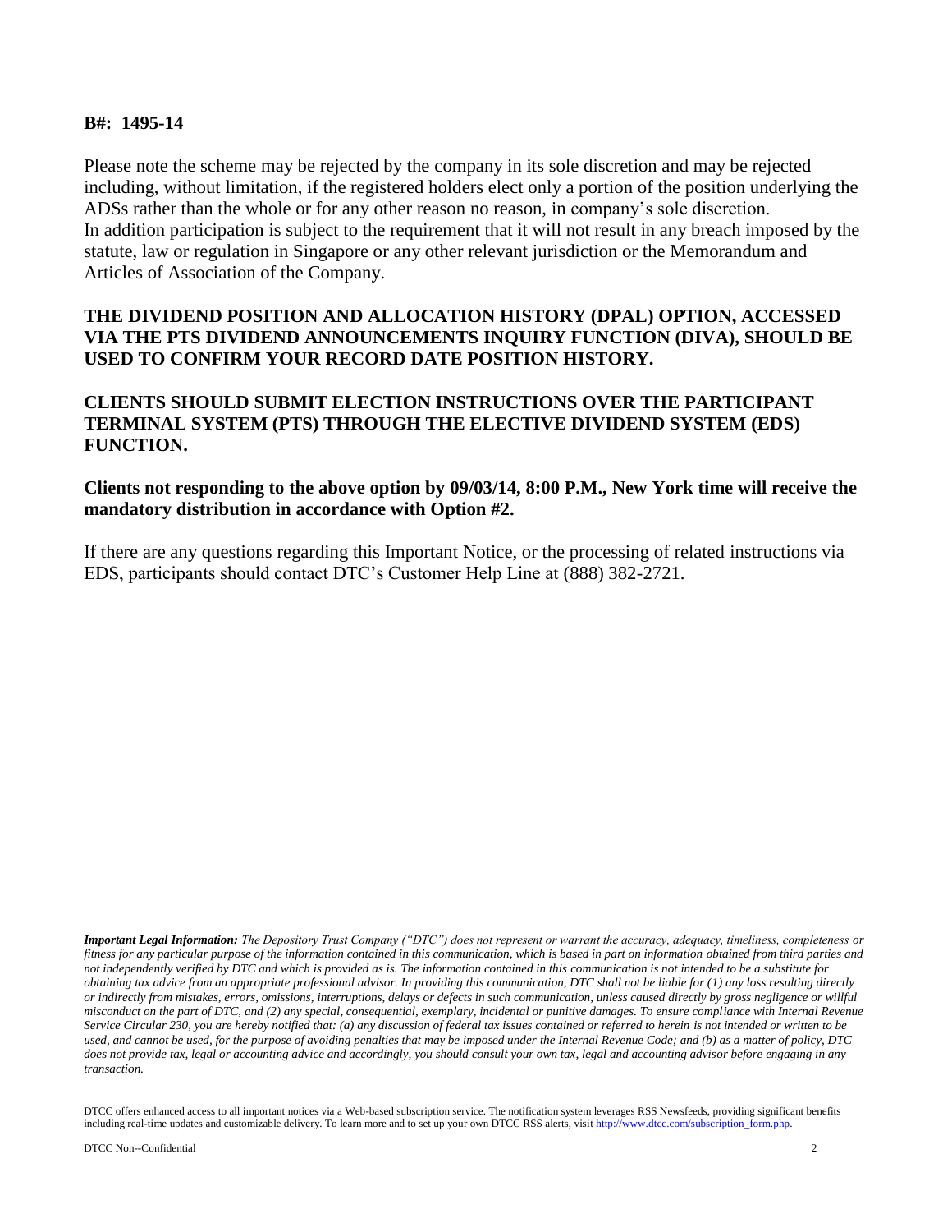**B#: 1495-14**

Please note the scheme may be rejected by the company in its sole discretion and may be rejected including, without limitation, if the registered holders elect only a portion of the position underlying the ADSs rather than the whole or for any other reason no reason, in company's sole discretion. In addition participation is subject to the requirement that it will not result in any breach imposed by the statute, law or regulation in Singapore or any other relevant jurisdiction or the Memorandum and Articles of Association of the Company.

**THE DIVIDEND POSITION AND ALLOCATION HISTORY (DPAL) OPTION, ACCESSED VIA THE PTS DIVIDEND ANNOUNCEMENTS INQUIRY FUNCTION (DIVA), SHOULD BE USED TO CONFIRM YOUR RECORD DATE POSITION HISTORY.**

**CLIENTS SHOULD SUBMIT ELECTION INSTRUCTIONS OVER THE PARTICIPANT TERMINAL SYSTEM (PTS) THROUGH THE ELECTIVE DIVIDEND SYSTEM (EDS) FUNCTION.**

**Clients not responding to the above option by 09/03/14, 8:00 P.M., New York time will receive the mandatory distribution in accordance with Option #2.**

If there are any questions regarding this Important Notice, or the processing of related instructions via EDS, participants should contact DTC's Customer Help Line at (888) 382-2721.

***Important Legal Information:*** *The Depository Trust Company ("DTC") does not represent or warrant the accuracy, adequacy, timeliness, completeness or fitness for any particular purpose of the information contained in this communication, which is based in part on information obtained from third parties and not independently verified by DTC and which is provided as is. The information contained in this communication is not intended to be a substitute for obtaining tax advice from an appropriate professional advisor. In providing this communication, DTC shall not be liable for (1) any loss resulting directly or indirectly from mistakes, errors, omissions, interruptions, delays or defects in such communication, unless caused directly by gross negligence or willful misconduct on the part of DTC, and (2) any special, consequential, exemplary, incidental or punitive damages. To ensure compliance with Internal Revenue Service Circular 230, you are hereby notified that: (a) any discussion of federal tax issues contained or referred to herein is not intended or written to be used, and cannot be used, for the purpose of avoiding penalties that may be imposed under the Internal Revenue Code; and (b) as a matter of policy, DTC does not provide tax, legal or accounting advice and accordingly, you should consult your own tax, legal and accounting advisor before engaging in any transaction.*

DTCC offers enhanced access to all important notices via a Web-based subscription service. The notification system leverages RSS Newsfeeds, providing significant benefits including real-time updates and customizable delivery. To learn more and to set up your own DTCC RSS alerts, visit http://www.dtcc.com/subscription_form.php.

DTCC Non--Confidential